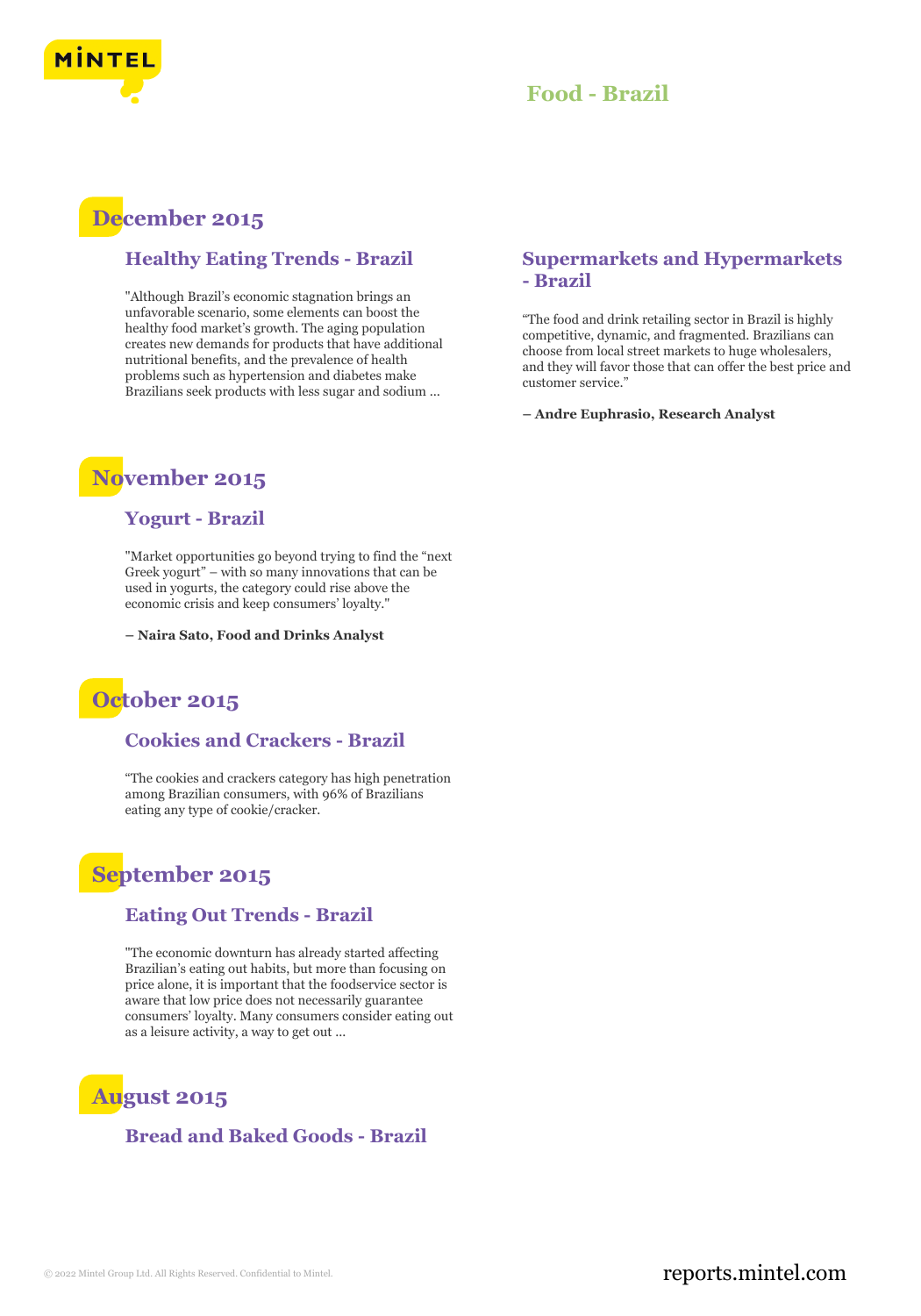# Food - Brazil

## December 2015

### Healthy Eating Trends - Brazil

"Although Brazil's economic stagnation brings an unfavorable scenario, some elements can boost the healthy food market's growth. The aging population creates new demands for products that have additional nutritional benefits, and the prevalence of health problems such as hypertension and diabetes make Brazilians seek products with less sugar and sodium ...

### Supermarkets and Hypermarkets - Brazil

"The food and drink retailing sector in Brazil is highly competitive, dynamic, and fragmented. Brazilians can choose from local street markets to huge wholesalers, and they will favor those that can offer the best price and customer service."

**– Andre Euphrasio, Research Analyst**

## November 2015

### Yogurt - Brazil

"Market opportunities go beyond trying to find the "next Greek yogurt" – with so many innovations that can be used in yogurts, the category could rise above the economic crisis and keep consumers' loyalty."

**– Naira Sato, Food and Drinks Analyst**

## October 2015

### Cookies and Crackers - Brazil

"The cookies and crackers category has high penetration among Brazilian consumers, with 96% of Brazilians eating any type of cookie/cracker.

## September 2015

### Eating Out Trends - Brazil

"The economic downturn has already started affecting Brazilian's eating out habits, but more than focusing on price alone, it is important that the foodservice sector is aware that low price does not necessarily guarantee consumers' loyalty. Many consumers consider eating out as a leisure activity, a way to get out ...

## August 2015

### Bread and Baked Goods - Brazil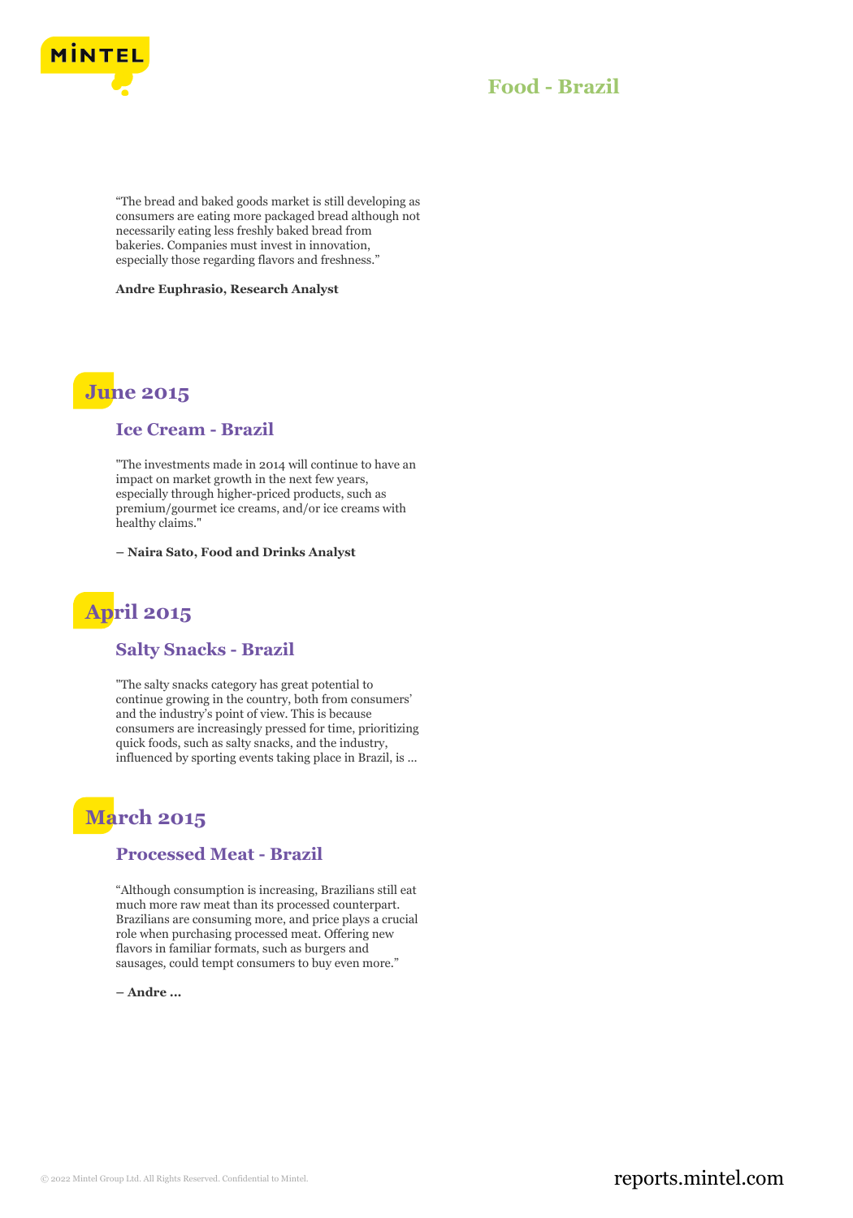"The bread and baked goods market is still developing as consumers are eating more packaged bread although not necessarily eating less freshly baked bread from bakeries. Companies must invest in innovation, especially those regarding flavors and freshness."

**Andre Euphrasio, Research Analyst**

## June 2015

### Ice Cream - Brazil

"The investments made in 2014 will continue to have an impact on market growth in the next few years, especially through higher-priced products, such as premium/gourmet ice creams, and/or ice creams with healthy claims."

**– Naira Sato, Food and Drinks Analyst**

## April 2015

### Salty Snacks - Brazil

"The salty snacks category has great potential to continue growing in the country, both from consumers' and the industry's point of view. This is because consumers are increasingly pressed for time, prioritizing quick foods, such as salty snacks, and the industry, influenced by sporting events taking place in Brazil, is ...

## March 2015

### Processed Meat - Brazil

"Although consumption is increasing, Brazilians still eat much more raw meat than its processed counterpart. Brazilians are consuming more, and price plays a crucial role when purchasing processed meat. Offering new flavors in familiar formats, such as burgers and sausages, could tempt consumers to buy even more."

**– Andre ...**